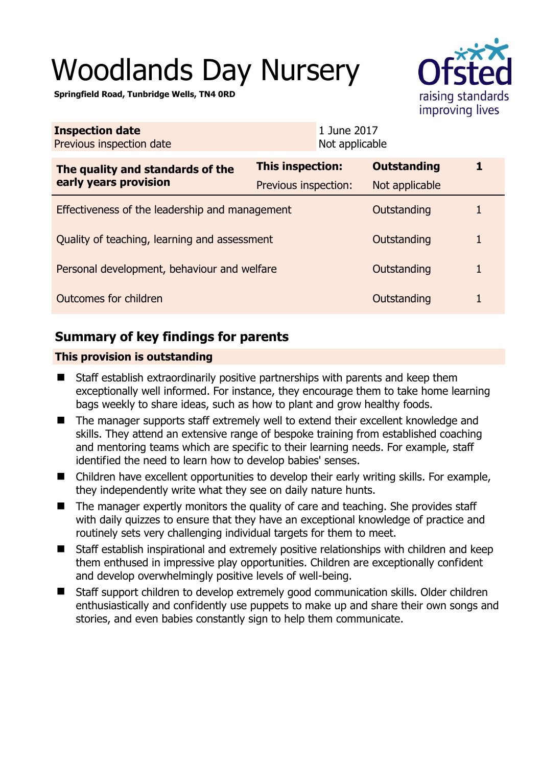# Woodlands Day Nursery

**Springfield Road, Tunbridge Wells, TN4 0RD**

| | |
|---|---|
| **Inspection date** | 1 June 2017 |
| Previous inspection date | Not applicable |

| | | | |
|---|---|---|---|
| **The quality and standards of the early years provision** | **This inspection:** | **Outstanding** | **1** |
| | Previous inspection: | Not applicable | |
| Effectiveness of the leadership and management | | Outstanding | 1 |
| Quality of teaching, learning and assessment | | Outstanding | 1 |
| Personal development, behaviour and welfare | | Outstanding | 1 |
| Outcomes for children | | Outstanding | 1 |

## Summary of key findings for parents

**This provision is outstanding**

- Staff establish extraordinarily positive partnerships with parents and keep them exceptionally well informed. For instance, they encourage them to take home learning bags weekly to share ideas, such as how to plant and grow healthy foods.
- The manager supports staff extremely well to extend their excellent knowledge and skills. They attend an extensive range of bespoke training from established coaching and mentoring teams which are specific to their learning needs. For example, staff identified the need to learn how to develop babies' senses.
- Children have excellent opportunities to develop their early writing skills. For example, they independently write what they see on daily nature hunts.
- The manager expertly monitors the quality of care and teaching. She provides staff with daily quizzes to ensure that they have an exceptional knowledge of practice and routinely sets very challenging individual targets for them to meet.
- Staff establish inspirational and extremely positive relationships with children and keep them enthused in impressive play opportunities. Children are exceptionally confident and develop overwhelmingly positive levels of well-being.
- Staff support children to develop extremely good communication skills. Older children enthusiastically and confidently use puppets to make up and share their own songs and stories, and even babies constantly sign to help them communicate.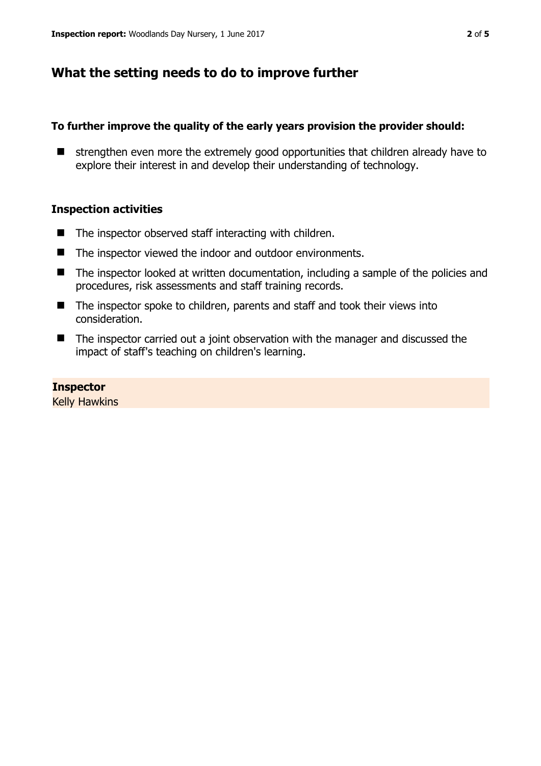## What the setting needs to do to improve further

**To further improve the quality of the early years provision the provider should:**

- strengthen even more the extremely good opportunities that children already have to explore their interest in and develop their understanding of technology.

### Inspection activities

- The inspector observed staff interacting with children.
- The inspector viewed the indoor and outdoor environments.
- The inspector looked at written documentation, including a sample of the policies and procedures, risk assessments and staff training records.
- The inspector spoke to children, parents and staff and took their views into consideration.
- The inspector carried out a joint observation with the manager and discussed the impact of staff's teaching on children's learning.

**Inspector**
Kelly Hawkins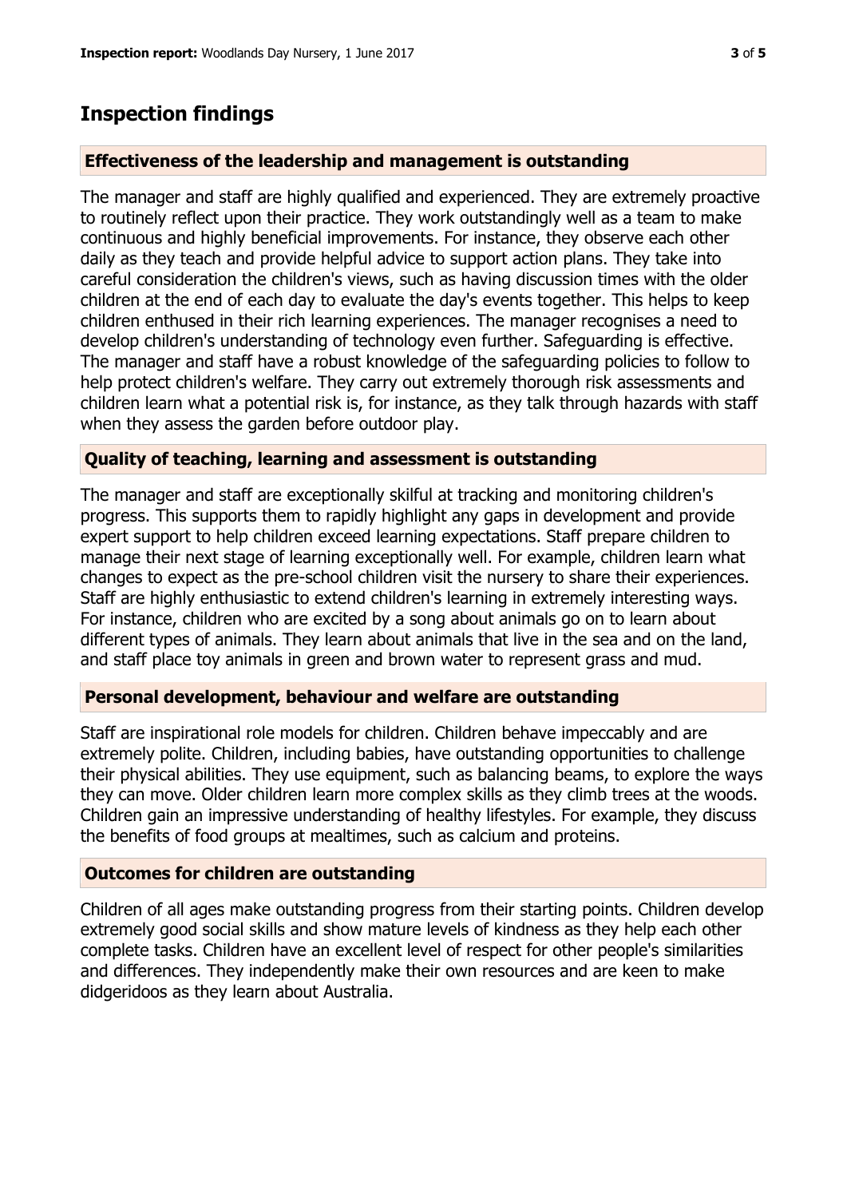## Inspection findings

### Effectiveness of the leadership and management is outstanding

The manager and staff are highly qualified and experienced. They are extremely proactive to routinely reflect upon their practice. They work outstandingly well as a team to make continuous and highly beneficial improvements. For instance, they observe each other daily as they teach and provide helpful advice to support action plans. They take into careful consideration the children's views, such as having discussion times with the older children at the end of each day to evaluate the day's events together. This helps to keep children enthused in their rich learning experiences. The manager recognises a need to develop children's understanding of technology even further. Safeguarding is effective. The manager and staff have a robust knowledge of the safeguarding policies to follow to help protect children's welfare. They carry out extremely thorough risk assessments and children learn what a potential risk is, for instance, as they talk through hazards with staff when they assess the garden before outdoor play.

### Quality of teaching, learning and assessment is outstanding

The manager and staff are exceptionally skilful at tracking and monitoring children's progress. This supports them to rapidly highlight any gaps in development and provide expert support to help children exceed learning expectations. Staff prepare children to manage their next stage of learning exceptionally well. For example, children learn what changes to expect as the pre-school children visit the nursery to share their experiences. Staff are highly enthusiastic to extend children's learning in extremely interesting ways. For instance, children who are excited by a song about animals go on to learn about different types of animals. They learn about animals that live in the sea and on the land, and staff place toy animals in green and brown water to represent grass and mud.

### Personal development, behaviour and welfare are outstanding

Staff are inspirational role models for children. Children behave impeccably and are extremely polite. Children, including babies, have outstanding opportunities to challenge their physical abilities. They use equipment, such as balancing beams, to explore the ways they can move. Older children learn more complex skills as they climb trees at the woods. Children gain an impressive understanding of healthy lifestyles. For example, they discuss the benefits of food groups at mealtimes, such as calcium and proteins.

### Outcomes for children are outstanding

Children of all ages make outstanding progress from their starting points. Children develop extremely good social skills and show mature levels of kindness as they help each other complete tasks. Children have an excellent level of respect for other people's similarities and differences. They independently make their own resources and are keen to make didgeridoos as they learn about Australia.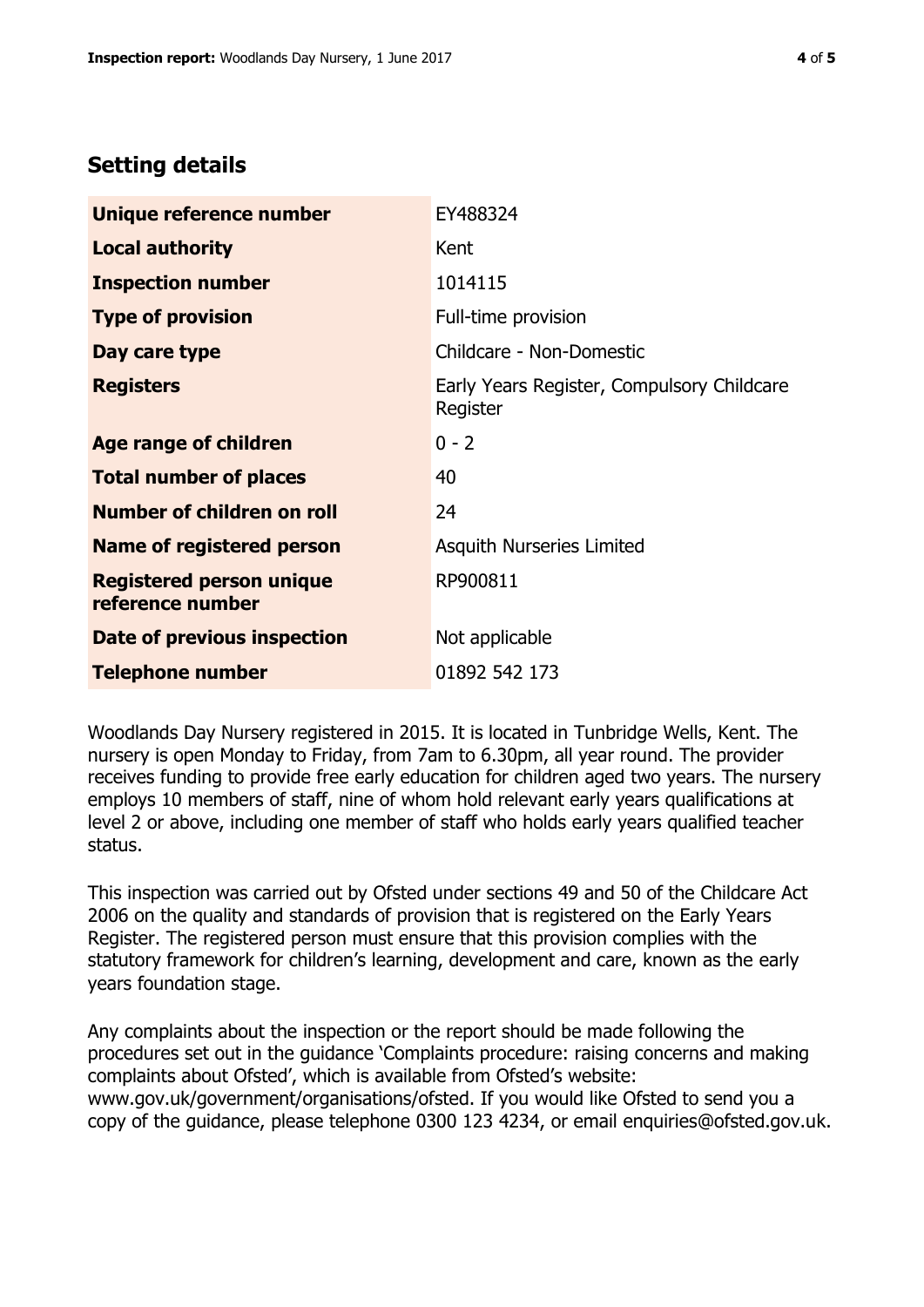## Setting details

| | |
|---|---|
| **Unique reference number** | EY488324 |
| **Local authority** | Kent |
| **Inspection number** | 1014115 |
| **Type of provision** | Full-time provision |
| **Day care type** | Childcare - Non-Domestic |
| **Registers** | Early Years Register, Compulsory Childcare Register |
| **Age range of children** | 0 - 2 |
| **Total number of places** | 40 |
| **Number of children on roll** | 24 |
| **Name of registered person** | Asquith Nurseries Limited |
| **Registered person unique reference number** | RP900811 |
| **Date of previous inspection** | Not applicable |
| **Telephone number** | 01892 542 173 |

Woodlands Day Nursery registered in 2015. It is located in Tunbridge Wells, Kent. The nursery is open Monday to Friday, from 7am to 6.30pm, all year round. The provider receives funding to provide free early education for children aged two years. The nursery employs 10 members of staff, nine of whom hold relevant early years qualifications at level 2 or above, including one member of staff who holds early years qualified teacher status.

This inspection was carried out by Ofsted under sections 49 and 50 of the Childcare Act 2006 on the quality and standards of provision that is registered on the Early Years Register. The registered person must ensure that this provision complies with the statutory framework for children's learning, development and care, known as the early years foundation stage.

Any complaints about the inspection or the report should be made following the procedures set out in the guidance 'Complaints procedure: raising concerns and making complaints about Ofsted', which is available from Ofsted's website: www.gov.uk/government/organisations/ofsted. If you would like Ofsted to send you a copy of the guidance, please telephone 0300 123 4234, or email enquiries@ofsted.gov.uk.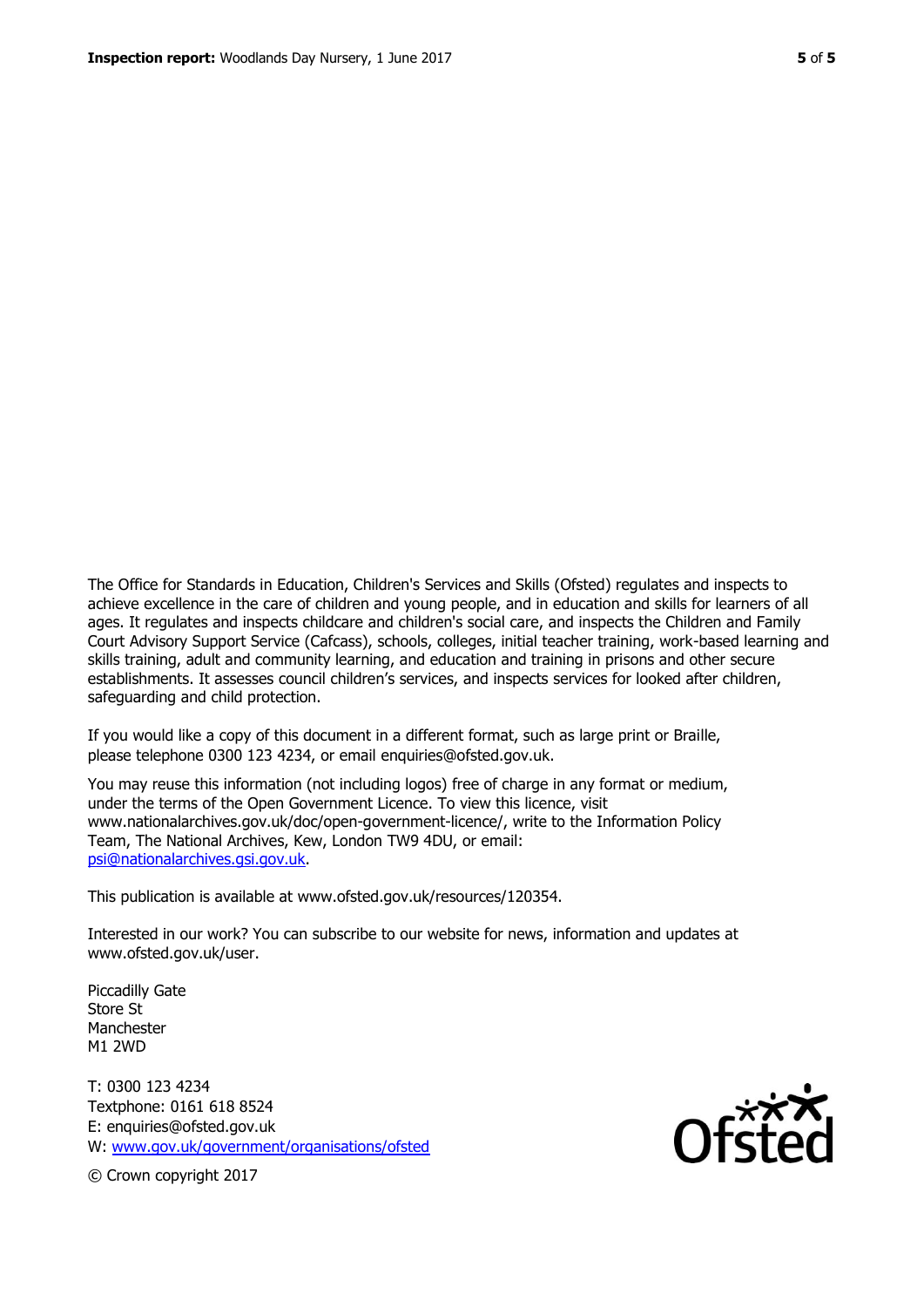The Office for Standards in Education, Children's Services and Skills (Ofsted) regulates and inspects to achieve excellence in the care of children and young people, and in education and skills for learners of all ages. It regulates and inspects childcare and children's social care, and inspects the Children and Family Court Advisory Support Service (Cafcass), schools, colleges, initial teacher training, work-based learning and skills training, adult and community learning, and education and training in prisons and other secure establishments. It assesses council children's services, and inspects services for looked after children, safeguarding and child protection.

If you would like a copy of this document in a different format, such as large print or Braille, please telephone 0300 123 4234, or email enquiries@ofsted.gov.uk.

You may reuse this information (not including logos) free of charge in any format or medium, under the terms of the Open Government Licence. To view this licence, visit www.nationalarchives.gov.uk/doc/open-government-licence/, write to the Information Policy Team, The National Archives, Kew, London TW9 4DU, or email: psi@nationalarchives.gsi.gov.uk.

This publication is available at www.ofsted.gov.uk/resources/120354.

Interested in our work? You can subscribe to our website for news, information and updates at www.ofsted.gov.uk/user.

Piccadilly Gate
Store St
Manchester
M1 2WD

T: 0300 123 4234
Textphone: 0161 618 8524
E: enquiries@ofsted.gov.uk
W: www.gov.uk/government/organisations/ofsted

© Crown copyright 2017